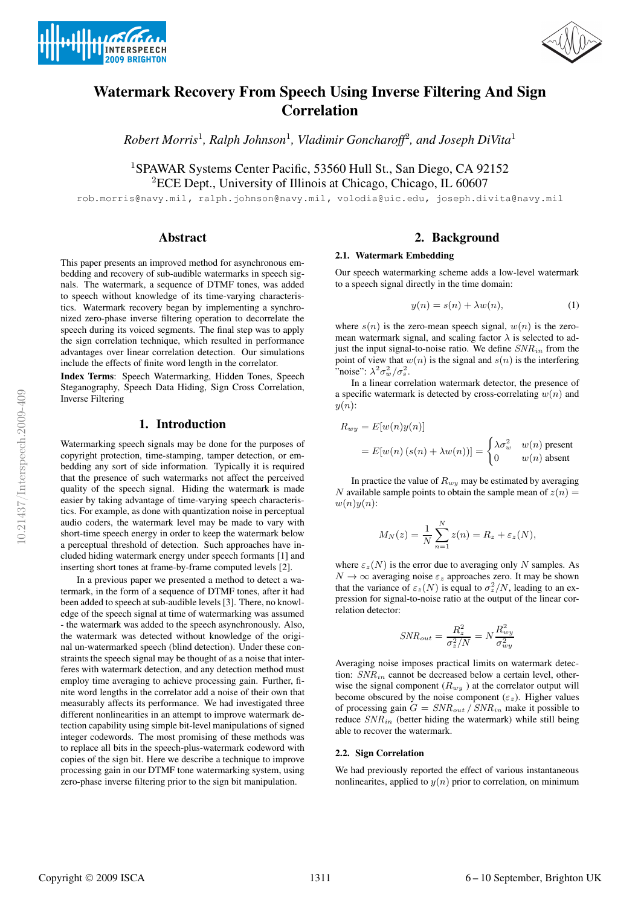# Watermark Recovery From Speech Using Inverse Filtering And Sign Correlation

*Robert Morris*[1], *Ralph Johnson*[1], *Vladimir Goncharoff*[2], *and Joseph DiVita*[1]

[1]SPAWAR Systems Center Pacific, 53560 Hull St., San Diego, CA 92152
[2]ECE Dept., University of Illinois at Chicago, Chicago, IL 60607

rob.morris@navy.mil, ralph.johnson@navy.mil, volodia@uic.edu, joseph.divita@navy.mil

## Abstract

This paper presents an improved method for asynchronous embedding and recovery of sub-audible watermarks in speech signals. The watermark, a sequence of DTMF tones, was added to speech without knowledge of its time-varying characteristics. Watermark recovery began by implementing a synchronized zero-phase inverse filtering operation to decorrelate the speech during its voiced segments. The final step was to apply the sign correlation technique, which resulted in performance advantages over linear correlation detection. Our simulations include the effects of finite word length in the correlator.

**Index Terms**: Speech Watermarking, Hidden Tones, Speech Steganography, Speech Data Hiding, Sign Cross Correlation, Inverse Filtering

## 1. Introduction

Watermarking speech signals may be done for the purposes of copyright protection, time-stamping, tamper detection, or embedding any sort of side information. Typically it is required that the presence of such watermarks not affect the perceived quality of the speech signal. Hiding the watermark is made easier by taking advantage of time-varying speech characteristics. For example, as done with quantization noise in perceptual audio coders, the watermark level may be made to vary with short-time speech energy in order to keep the watermark below a perceptual threshold of detection. Such approaches have included hiding watermark energy under speech formants [1] and inserting short tones at frame-by-frame computed levels [2].

In a previous paper we presented a method to detect a watermark, in the form of a sequence of DTMF tones, after it had been added to speech at sub-audible levels [3]. There, no knowledge of the speech signal at time of watermarking was assumed - the watermark was added to the speech asynchronously. Also, the watermark was detected without knowledge of the original un-watermarked speech (blind detection). Under these constraints the speech signal may be thought of as a noise that interferes with watermark detection, and any detection method must employ time averaging to achieve processing gain. Further, finite word lengths in the correlator add a noise of their own that measurably affects its performance. We had investigated three different nonlinearities in an attempt to improve watermark detection capability using simple bit-level manipulations of signed integer codewords. The most promising of these methods was to replace all bits in the speech-plus-watermark codeword with copies of the sign bit. Here we describe a technique to improve processing gain in our DTMF tone watermarking system, using zero-phase inverse filtering prior to the sign bit manipulation.

## 2. Background

### 2.1. Watermark Embedding

Our speech watermarking scheme adds a low-level watermark to a speech signal directly in the time domain:

$$y(n) = s(n) + \lambda w(n), \quad (1)$$

where $s(n)$ is the zero-mean speech signal, $w(n)$ is the zero-mean watermark signal, and scaling factor $\lambda$ is selected to adjust the input signal-to-noise ratio. We define $SNR_{in}$ from the point of view that $w(n)$ is the signal and $s(n)$ is the interfering "noise": $\lambda^2\sigma_w^2/\sigma_s^2$.

In a linear correlation watermark detector, the presence of a specific watermark is detected by cross-correlating $w(n)$ and $y(n)$:

$$R_{wy} = E[w(n)y(n)]$$
$$= E[w(n)\left(s(n) + \lambda w(n)\right)] = \begin{cases} \lambda\sigma_w^2 & w(n) \text{ present} \\ 0 & w(n) \text{ absent} \end{cases}$$

In practice the value of $R_{wy}$ may be estimated by averaging $N$ available sample points to obtain the sample mean of $z(n) = w(n)y(n)$:

$$M_N(z) = \frac{1}{N}\sum_{n=1}^{N} z(n) = R_z + \varepsilon_z(N),$$

where $\varepsilon_z(N)$ is the error due to averaging only $N$ samples. As $N \to \infty$ averaging noise $\varepsilon_z$ approaches zero. It may be shown that the variance of $\varepsilon_z(N)$ is equal to $\sigma_z^2/N$, leading to an expression for signal-to-noise ratio at the output of the linear correlation detector:

$$SNR_{out} = \frac{R_z^2}{\sigma_z^2/N} = N\frac{R_{wy}^2}{\sigma_{wy}^2}$$

Averaging noise imposes practical limits on watermark detection: $SNR_{in}$ cannot be decreased below a certain level, otherwise the signal component ($R_{wy}$) at the correlator output will become obscured by the noise component ($\varepsilon_z$). Higher values of processing gain $G = SNR_{out} / SNR_{in}$ make it possible to reduce $SNR_{in}$ (better hiding the watermark) while still being able to recover the watermark.

### 2.2. Sign Correlation

We had previously reported the effect of various instantaneous nonlinearites, applied to $y(n)$ prior to correlation, on minimum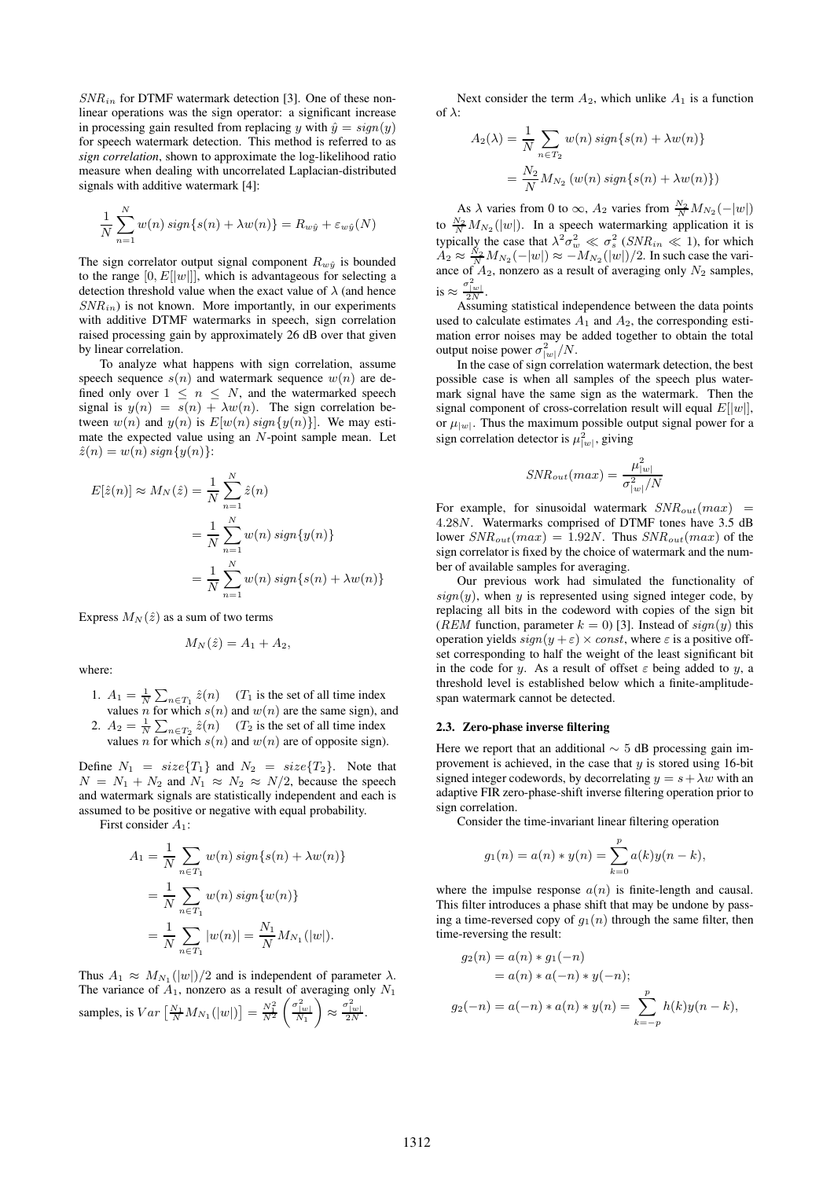$SNR_{in}$ for DTMF watermark detection [3]. One of these nonlinear operations was the sign operator: a significant increase in processing gain resulted from replacing $y$ with $\hat{y} = sign(y)$ for speech watermark detection. This method is referred to as *sign correlation*, shown to approximate the log-likelihood ratio measure when dealing with uncorrelated Laplacian-distributed signals with additive watermark [4]:

$$\frac{1}{N}\sum_{n=1}^{N} w(n)\, sign\{s(n) + \lambda w(n)\} = R_{w\hat{y}} + \varepsilon_{w\hat{y}}(N)$$

The sign correlator output signal component $R_{w\hat{y}}$ is bounded to the range $[0, E[|w|]]$, which is advantageous for selecting a detection threshold value when the exact value of $\lambda$ (and hence $SNR_{in}$) is not known. More importantly, in our experiments with additive DTMF watermarks in speech, sign correlation raised processing gain by approximately 26 dB over that given by linear correlation.

To analyze what happens with sign correlation, assume speech sequence $s(n)$ and watermark sequence $w(n)$ are defined only over $1 \leq n \leq N$, and the watermarked speech signal is $y(n) = s(n) + \lambda w(n)$. The sign correlation between $w(n)$ and $y(n)$ is $E[w(n)\, sign\{y(n)\}]$. We may estimate the expected value using an $N$-point sample mean. Let $\hat{z}(n) = w(n)\, sign\{y(n)\}$:

$$\begin{aligned} E[\hat{z}(n)] \approx M_N(\hat{z}) &= \frac{1}{N}\sum_{n=1}^{N} \hat{z}(n) \\ &= \frac{1}{N}\sum_{n=1}^{N} w(n)\, sign\{y(n)\} \\ &= \frac{1}{N}\sum_{n=1}^{N} w(n)\, sign\{s(n) + \lambda w(n)\} \end{aligned}$$

Express $M_N(\hat{z})$ as a sum of two terms

$$M_N(\hat{z}) = A_1 + A_2,$$

where:

1. $A_1 = \frac{1}{N}\sum_{n \in T_1} \hat{z}(n)$ ($T_1$ is the set of all time index values $n$ for which $s(n)$ and $w(n)$ are the same sign), and
2. $A_2 = \frac{1}{N}\sum_{n \in T_2} \hat{z}(n)$ ($T_2$ is the set of all time index values $n$ for which $s(n)$ and $w(n)$ are of opposite sign).

Define $N_1 = size\{T_1\}$ and $N_2 = size\{T_2\}$. Note that $N = N_1 + N_2$ and $N_1 \approx N_2 \approx N/2$, because the speech and watermark signals are statistically independent and each is assumed to be positive or negative with equal probability.

First consider $A_1$:

$$\begin{aligned} A_1 &= \frac{1}{N}\sum_{n \in T_1} w(n)\, sign\{s(n) + \lambda w(n)\} \\ &= \frac{1}{N}\sum_{n \in T_1} w(n)\, sign\{w(n)\} \\ &= \frac{1}{N}\sum_{n \in T_1} |w(n)| = \frac{N_1}{N} M_{N_1}(|w|). \end{aligned}$$

Thus $A_1 \approx M_{N_1}(|w|)/2$ and is independent of parameter $\lambda$. The variance of $A_1$, nonzero as a result of averaging only $N_1$ samples, is $Var\left[\frac{N_1}{N} M_{N_1}(|w|)\right] = \frac{N_1^2}{N^2}\left(\frac{\sigma_{|w|}^2}{N_1}\right) \approx \frac{\sigma_{|w|}^2}{2N}$.

Next consider the term $A_2$, which unlike $A_1$ is a function of $\lambda$:

$$\begin{aligned} A_2(\lambda) &= \frac{1}{N}\sum_{n \in T_2} w(n)\, sign\{s(n) + \lambda w(n)\} \\ &= \frac{N_2}{N} M_{N_2}\left(w(n)\, sign\{s(n) + \lambda w(n)\}\right) \end{aligned}$$

As $\lambda$ varies from 0 to $\infty$, $A_2$ varies from $\frac{N_2}{N} M_{N_2}(-|w|)$ to $\frac{N_2}{N} M_{N_2}(|w|)$. In a speech watermarking application it is typically the case that $\lambda^2\sigma_w^2 \ll \sigma_s^2$ ($SNR_{in} \ll 1$), for which $A_2 \approx \frac{N_2}{N} M_{N_2}(-|w|) \approx -M_{N_2}(|w|)/2$. In such case the variance of $A_2$, nonzero as a result of averaging only $N_2$ samples, is $\approx \frac{\sigma_{|w|}^2}{2N}$.

Assuming statistical independence between the data points used to calculate estimates $A_1$ and $A_2$, the corresponding estimation error noises may be added together to obtain the total output noise power $\sigma_{|w|}^2/N$.

In the case of sign correlation watermark detection, the best possible case is when all samples of the speech plus watermark signal have the same sign as the watermark. Then the signal component of cross-correlation result will equal $E[|w|]$, or $\mu_{|w|}$. Thus the maximum possible output signal power for a sign correlation detector is $\mu_{|w|}^2$, giving

$$SNR_{out}(max) = \frac{\mu_{|w|}^2}{\sigma_{|w|}^2/N}$$

For example, for sinusoidal watermark $SNR_{out}(max) = 4.28N$. Watermarks comprised of DTMF tones have 3.5 dB lower $SNR_{out}(max) = 1.92N$. Thus $SNR_{out}(max)$ of the sign correlator is fixed by the choice of watermark and the number of available samples for averaging.

Our previous work had simulated the functionality of $sign(y)$, when $y$ is represented using signed integer code, by replacing all bits in the codeword with copies of the sign bit ($REM$ function, parameter $k = 0$) [3]. Instead of $sign(y)$ this operation yields $sign(y + \varepsilon) \times const$, where $\varepsilon$ is a positive offset corresponding to half the weight of the least significant bit in the code for $y$. As a result of offset $\varepsilon$ being added to $y$, a threshold level is established below which a finite-amplitude-span watermark cannot be detected.

### 2.3. Zero-phase inverse filtering

Here we report that an additional $\sim 5$ dB processing gain improvement is achieved, in the case that $y$ is stored using 16-bit signed integer codewords, by decorrelating $y = s + \lambda w$ with an adaptive FIR zero-phase-shift inverse filtering operation prior to sign correlation.

Consider the time-invariant linear filtering operation

$$g_1(n) = a(n) * y(n) = \sum_{k=0}^{p} a(k)y(n-k),$$

where the impulse response $a(n)$ is finite-length and causal. This filter introduces a phase shift that may be undone by passing a time-reversed copy of $g_1(n)$ through the same filter, then time-reversing the result:

$$\begin{aligned} g_2(n) &= a(n) * g_1(-n) \\ &= a(n) * a(-n) * y(-n); \\ g_2(-n) &= a(-n) * a(n) * y(n) = \sum_{k=-p}^{p} h(k)y(n-k), \end{aligned}$$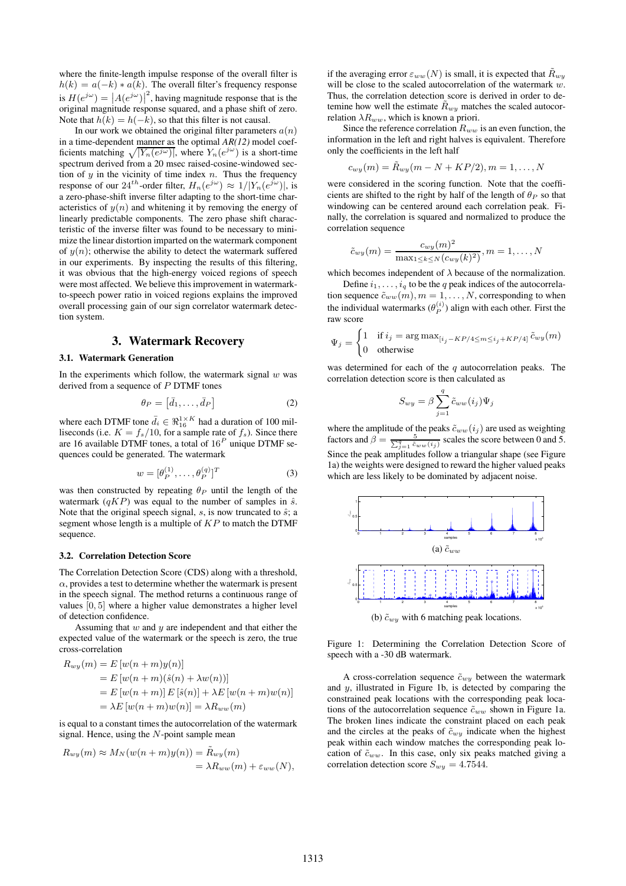where the finite-length impulse response of the overall filter is $h(k) = a(-k) * a(k)$. The overall filter's frequency response is $H(e^{j\omega}) = |A(e^{j\omega})|^2$, having magnitude response that is the original magnitude response squared, and a phase shift of zero. Note that $h(k) = h(-k)$, so that this filter is not causal.

In our work we obtained the original filter parameters $a(n)$ in a time-dependent manner as the optimal *AR(12)* model coefficients matching $\sqrt{|Y_n(e^{j\omega})|}$, where $Y_n(e^{j\omega})$ is a short-time spectrum derived from a 20 msec raised-cosine-windowed section of $y$ in the vicinity of time index $n$. Thus the frequency response of our $24^{th}$-order filter, $H_n(e^{j\omega}) \approx 1/|Y_n(e^{j\omega})|$, is a zero-phase-shift inverse filter adapting to the short-time characteristics of $y(n)$ and whitening it by removing the energy of linearly predictable components. The zero phase shift characteristic of the inverse filter was found to be necessary to minimize the linear distortion imparted on the watermark component of $y(n)$; otherwise the ability to detect the watermark suffered in our experiments. By inspecting the results of this filtering, it was obvious that the high-energy voiced regions of speech were most affected. We believe this improvement in watermark-to-speech power ratio in voiced regions explains the improved overall processing gain of our sign correlator watermark detection system.

## 3. Watermark Recovery

### 3.1. Watermark Generation

In the experiments which follow, the watermark signal $w$ was derived from a sequence of $P$ DTMF tones

$$\theta_P = \left[\bar{d}_1, \ldots, \bar{d}_P\right] \tag{2}$$

where each DTMF tone $\bar{d}_i \in \Re^{1\times K}_{16}$ had a duration of 100 milliseconds (i.e. $K = f_s/10$, for a sample rate of $f_s$). Since there are 16 available DTMF tones, a total of $16^P$ unique DTMF sequences could be generated. The watermark

$$w = [\theta_P^{(1)}, \ldots, \theta_P^{(q)}]^T \tag{3}$$

was then constructed by repeating $\theta_P$ until the length of the watermark ($qKP$) was equal to the number of samples in $\hat{s}$. Note that the original speech signal, $s$, is now truncated to $\hat{s}$; a segment whose length is a multiple of $KP$ to match the DTMF sequence.

### 3.2. Correlation Detection Score

The Correlation Detection Score (CDS) along with a threshold, $\alpha$, provides a test to determine whether the watermark is present in the speech signal. The method returns a continuous range of values $[0, 5]$ where a higher value demonstrates a higher level of detection confidence.

Assuming that $w$ and $y$ are independent and that either the expected value of the watermark or the speech is zero, the true cross-correlation

$$\begin{aligned}
R_{wy}(m) &= E\left[w(n+m)y(n)\right] \\
&= E\left[w(n+m)(\hat{s}(n) + \lambda w(n))\right] \\
&= E\left[w(n+m)\right] E\left[\hat{s}(n)\right] + \lambda E\left[w(n+m)w(n)\right] \\
&= \lambda E\left[w(n+m)w(n)\right] = \lambda R_{ww}(m)
\end{aligned}$$

is equal to a constant times the autocorrelation of the watermark signal. Hence, using the $N$-point sample mean

$$\begin{aligned}
R_{wy}(m) \approx M_N(w(n+m)y(n)) &= \tilde{R}_{wy}(m) \\
&= \lambda R_{ww}(m) + \varepsilon_{ww}(N),
\end{aligned}$$

if the averaging error $\varepsilon_{ww}(N)$ is small, it is expected that $\tilde{R}_{wy}$ will be close to the scaled autocorrelation of the watermark $w$. Thus, the correlation detection score is derived in order to detemine how well the estimate $\tilde{R}_{wy}$ matches the scaled autocorrelation $\lambda R_{ww}$, which is known a priori.

Since the reference correlation $R_{ww}$ is an even function, the information in the left and right halves is equivalent. Therefore only the coefficients in the left half

$$c_{wy}(m) = \tilde{R}_{wy}(m - N + KP/2), m = 1, \ldots, N$$

were considered in the scoring function. Note that the coefficients are shifted to the right by half of the length of $\theta_P$ so that windowing can be centered around each correlation peak. Finally, the correlation is squared and normalized to produce the correlation sequence

$$\tilde{c}_{wy}(m) = \frac{c_{wy}(m)^2}{\max_{1\le k\le N}(c_{wy}(k)^2)}, m = 1, \ldots, N$$

which becomes independent of $\lambda$ because of the normalization.

Define $i_1, \ldots, i_q$ to be the $q$ peak indices of the autocorrelation sequence $\tilde{c}_{ww}(m), m = 1, \ldots, N$, corresponding to when the individual watermarks ($\theta_P^{(i)}$) align with each other. First the raw score

$$\Psi_j = \begin{cases} 1 & \text{if } i_j = \arg\max_{[i_j - KP/4 \le m \le i_j + KP/4]} \tilde{c}_{wy}(m) \\ 0 & \text{otherwise} \end{cases}$$

was determined for each of the $q$ autocorrelation peaks. The correlation detection score is then calculated as

$$S_{wy} = \beta \sum_{j=1}^{q} \tilde{c}_{ww}(i_j)\Psi_j$$

where the amplitude of the peaks $\tilde{c}_{ww}(i_j)$ are used as weighting factors and $\beta = \frac{5}{\sum_{j=1}^{q} \tilde{c}_{ww}(i_j)}$ scales the score between 0 and 5. Since the peak amplitudes follow a triangular shape (see Figure 1a) the weights were designed to reward the higher valued peaks which are less likely to be dominated by adjacent noise.

(a) $\tilde{c}_{ww}$

(b) $\tilde{c}_{wy}$ with 6 matching peak locations.

Figure 1: Determining the Correlation Detection Score of speech with a -30 dB watermark.

A cross-correlation sequence $\tilde{c}_{wy}$ between the watermark and $y$, illustrated in Figure 1b, is detected by comparing the constrained peak locations with the corresponding peak locations of the autocorrelation sequence $\tilde{c}_{ww}$ shown in Figure 1a. The broken lines indicate the constraint placed on each peak and the circles at the peaks of $\tilde{c}_{wy}$ indicate when the highest peak within each window matches the corresponding peak location of $\tilde{c}_{ww}$. In this case, only six peaks matched giving a correlation detection score $S_{wy} = 4.7544$.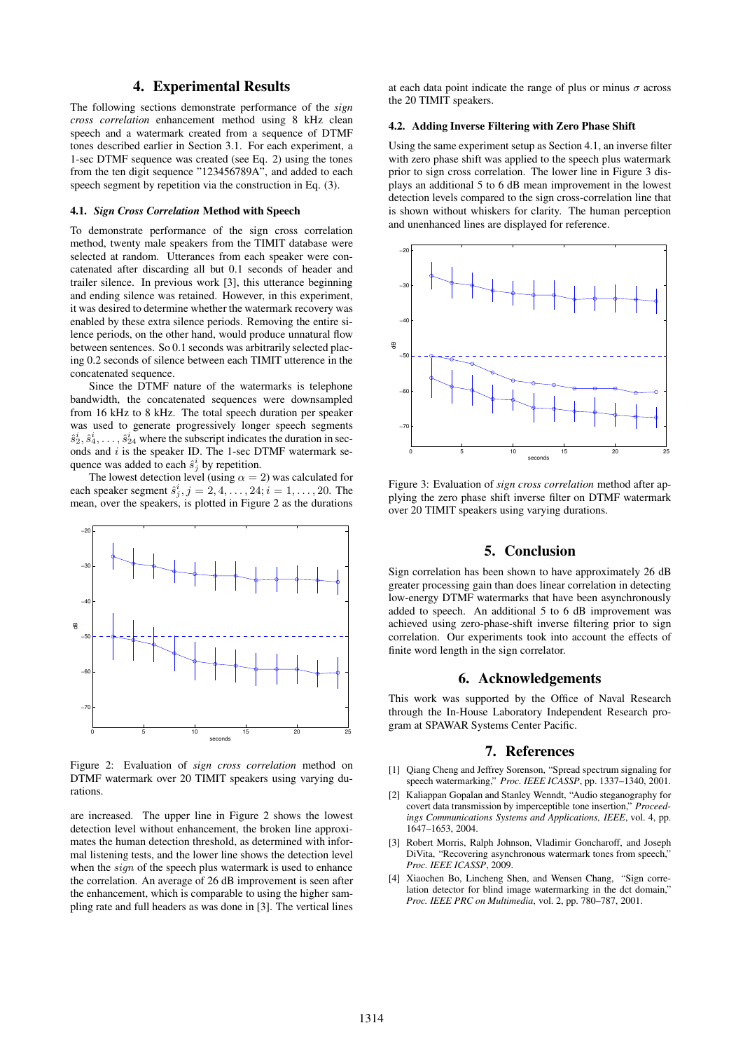## 4. Experimental Results

The following sections demonstrate performance of the *sign cross correlation* enhancement method using 8 kHz clean speech and a watermark created from a sequence of DTMF tones described earlier in Section 3.1. For each experiment, a 1-sec DTMF sequence was created (see Eq. 2) using the tones from the ten digit sequence "123456789A", and added to each speech segment by repetition via the construction in Eq. (3).

### 4.1. *Sign Cross Correlation* Method with Speech

To demonstrate performance of the sign cross correlation method, twenty male speakers from the TIMIT database were selected at random. Utterances from each speaker were concatenated after discarding all but 0.1 seconds of header and trailer silence. In previous work [3], this utterance beginning and ending silence was retained. However, in this experiment, it was desired to determine whether the watermark recovery was enabled by these extra silence periods. Removing the entire silence periods, on the other hand, would produce unnatural flow between sentences. So 0.1 seconds was arbitrarily selected placing 0.2 seconds of silence between each TIMIT utterence in the concatenated sequence.

Since the DTMF nature of the watermarks is telephone bandwidth, the concatenated sequences were downsampled from 16 kHz to 8 kHz. The total speech duration per speaker was used to generate progressively longer speech segments $\hat{s}_2^i, \hat{s}_4^i, \ldots, \hat{s}_{24}^i$ where the subscript indicates the duration in seconds and $i$ is the speaker ID. The 1-sec DTMF watermark sequence was added to each $\hat{s}_j^i$ by repetition.

The lowest detection level (using $\alpha = 2$) was calculated for each speaker segment $\hat{s}_j^i, j = 2, 4, \ldots, 24; i = 1, \ldots, 20$. The mean, over the speakers, is plotted in Figure 2 as the durations are increased. The upper line in Figure 2 shows the lowest detection level without enhancement, the broken line approximates the human detection threshold, as determined with informal listening tests, and the lower line shows the detection level when the *sign* of the speech plus watermark is used to enhance the correlation. An average of 26 dB improvement is seen after the enhancement, which is comparable to using the higher sampling rate and full headers as was done in [3]. The vertical lines at each data point indicate the range of plus or minus $\sigma$ across the 20 TIMIT speakers.

dB
−20
−30
−40
−50
−60
−70
0
5
10
15
20
25
seconds

Figure 2: Evaluation of *sign cross correlation* method on DTMF watermark over 20 TIMIT speakers using varying durations.

### 4.2. Adding Inverse Filtering with Zero Phase Shift

Using the same experiment setup as Section 4.1, an inverse filter with zero phase shift was applied to the speech plus watermark prior to sign cross correlation. The lower line in Figure 3 displays an additional 5 to 6 dB mean improvement in the lowest detection levels compared to the sign cross-correlation line that is shown without whiskers for clarity. The human perception and unenhanced lines are displayed for reference.

dB
−20
−30
−40
−50
−60
−70
0
5
10
15
20
25
seconds

Figure 3: Evaluation of *sign cross correlation* method after applying the zero phase shift inverse filter on DTMF watermark over 20 TIMIT speakers using varying durations.

## 5. Conclusion

Sign correlation has been shown to have approximately 26 dB greater processing gain than does linear correlation in detecting low-energy DTMF watermarks that have been asynchronously added to speech. An additional 5 to 6 dB improvement was achieved using zero-phase-shift inverse filtering prior to sign correlation. Our experiments took into account the effects of finite word length in the sign correlator.

## 6. Acknowledgements

This work was supported by the Office of Naval Research through the In-House Laboratory Independent Research program at SPAWAR Systems Center Pacific.

## 7. References

[1] Qiang Cheng and Jeffrey Sorenson, "Spread spectrum signaling for speech watermarking," *Proc. IEEE ICASSP*, pp. 1337–1340, 2001.

[2] Kaliappan Gopalan and Stanley Wenndt, "Audio steganography for covert data transmission by imperceptible tone insertion," *Proceedings Communications Systems and Applications, IEEE*, vol. 4, pp. 1647–1653, 2004.

[3] Robert Morris, Ralph Johnson, Vladimir Goncharoff, and Joseph DiVita, "Recovering asynchronous watermark tones from speech," *Proc. IEEE ICASSP*, 2009.

[4] Xiaochen Bo, Lincheng Shen, and Wensen Chang, "Sign correlation detector for blind image watermarking in the dct domain," *Proc. IEEE PRC on Multimedia*, vol. 2, pp. 780–787, 2001.